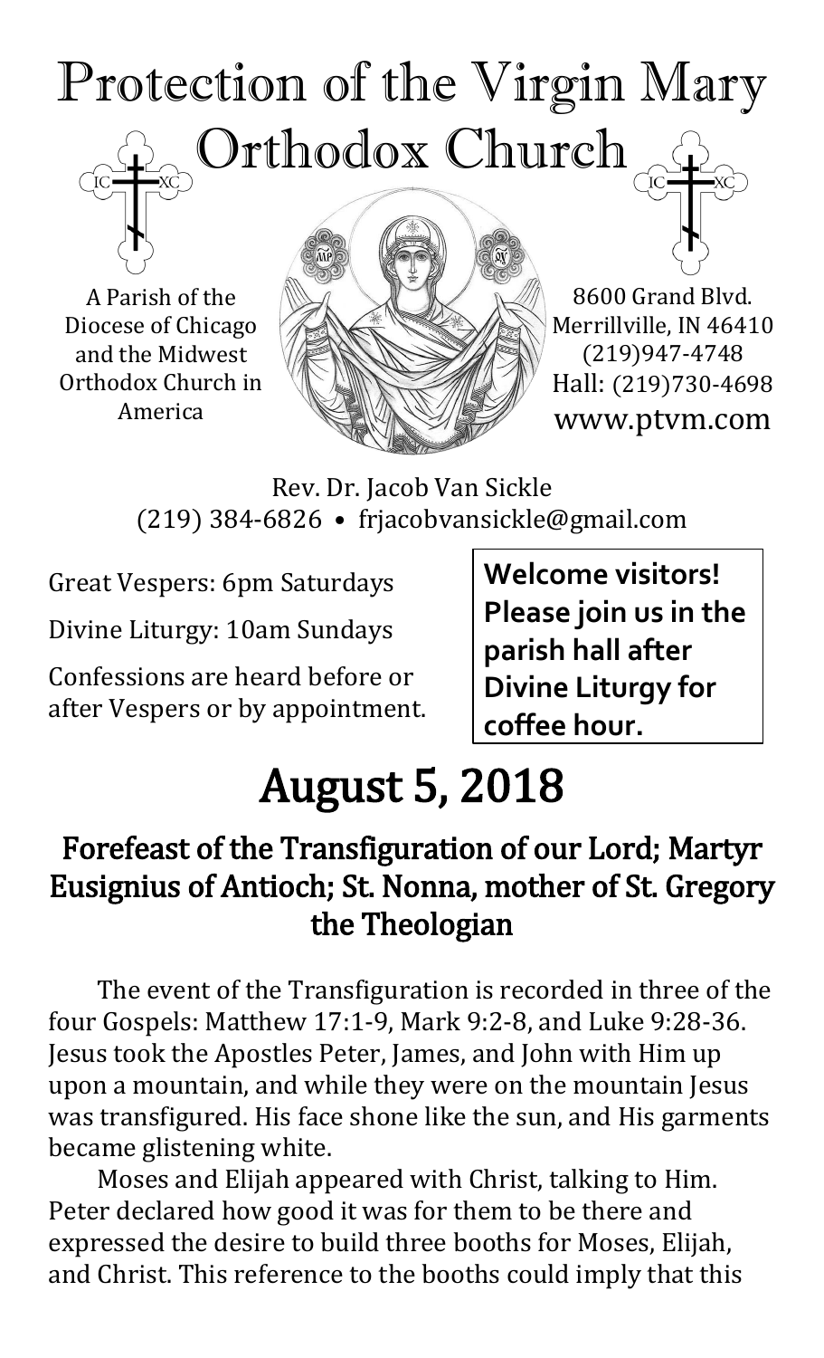# Protection of the Virgin Mary Orthodox Church

A Parish of the Diocese of Chicago and the Midwest Orthodox Church in America

8600 Grand Blvd.
Merrillville, IN 46410
(219)947-4748
Hall: (219)730-4698
www.ptvm.com

Rev. Dr. Jacob Van Sickle
(219) 384-6826 • frjacobvansickle@gmail.com

Great Vespers: 6pm Saturdays

Divine Liturgy: 10am Sundays

Confessions are heard before or after Vespers or by appointment.

**Welcome visitors! Please join us in the parish hall after Divine Liturgy for coffee hour.**

# August 5, 2018

## Forefeast of the Transfiguration of our Lord; Martyr Eusignius of Antioch; St. Nonna, mother of St. Gregory the Theologian

The event of the Transfiguration is recorded in three of the four Gospels: Matthew 17:1-9, Mark 9:2-8, and Luke 9:28-36. Jesus took the Apostles Peter, James, and John with Him up upon a mountain, and while they were on the mountain Jesus was transfigured. His face shone like the sun, and His garments became glistening white.

Moses and Elijah appeared with Christ, talking to Him. Peter declared how good it was for them to be there and expressed the desire to build three booths for Moses, Elijah, and Christ. This reference to the booths could imply that this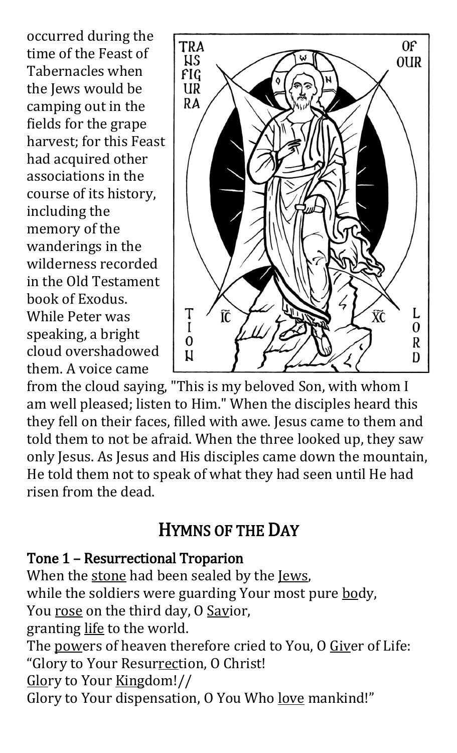occurred during the time of the Feast of Tabernacles when the Jews would be camping out in the fields for the grape harvest; for this Feast had acquired other associations in the course of its history, including the memory of the wanderings in the wilderness recorded in the Old Testament book of Exodus. While Peter was speaking, a bright cloud overshadowed them. A voice came from the cloud saying, "This is my beloved Son, with whom I am well pleased; listen to Him." When the disciples heard this they fell on their faces, filled with awe. Jesus came to them and told them to not be afraid. When the three looked up, they saw only Jesus. As Jesus and His disciples came down the mountain, He told them not to speak of what they had seen until He had risen from the dead.

## Hymns of the Day

**Tone 1 – Resurrectional Troparion**

When the stone had been sealed by the Jews,
while the soldiers were guarding Your most pure body,
You rose on the third day, O Savior,
granting life to the world.
The powers of heaven therefore cried to You, O Giver of Life:
"Glory to Your Resurrection, O Christ!
Glory to Your Kingdom!//
Glory to Your dispensation, O You Who love mankind!"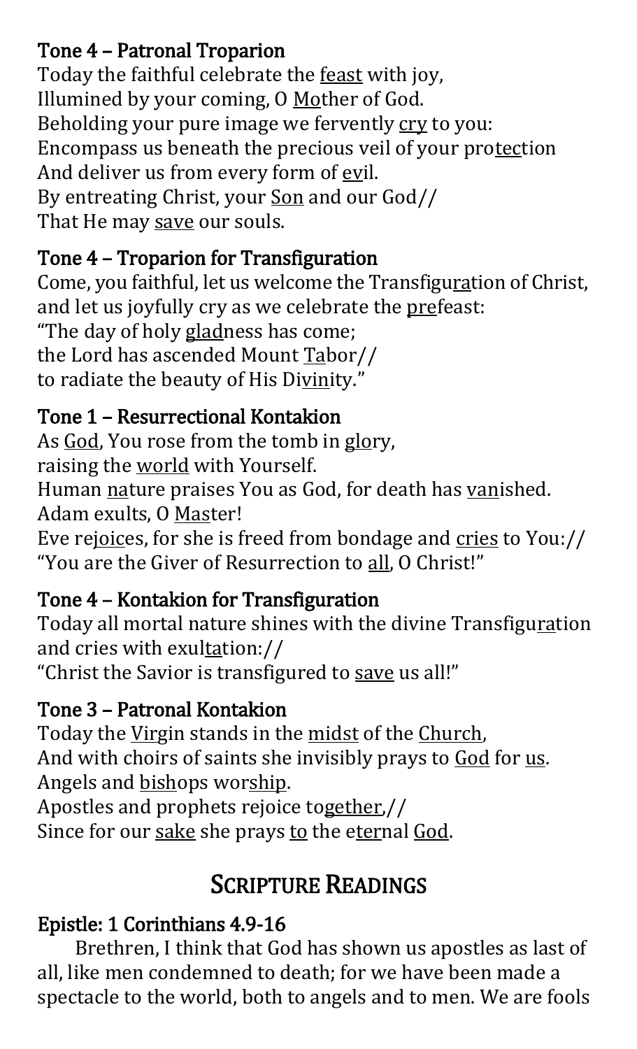### Tone 4 – Patronal Troparion

Today the faithful celebrate the <u>feast</u> with joy,
Illumined by your coming, O <u>Mo</u>ther of God.
Beholding your pure image we fervently <u>cry</u> to you:
Encompass us beneath the precious veil of your pro<u>tec</u>tion
And deliver us from every form of <u>ev</u>il.
By entreating Christ, your <u>Son</u> and our God//
That He may <u>save</u> our souls.

### Tone 4 – Troparion for Transfiguration

Come, you faithful, let us welcome the Transfigu<u>ra</u>tion of Christ,
and let us joyfully cry as we celebrate the <u>pre</u>feast:
"The day of holy <u>glad</u>ness has come;
the Lord has ascended Mount <u>Ta</u>bor//
to radiate the beauty of His Di<u>vin</u>ity."

### Tone 1 – Resurrectional Kontakion

As <u>God</u>, You rose from the tomb in <u>glo</u>ry,
raising the <u>world</u> with Yourself.
Human <u>na</u>ture praises You as God, for death has <u>van</u>ished.
Adam exults, O <u>Mas</u>ter!
Eve re<u>joic</u>es, for she is freed from bondage and <u>cries</u> to You://
"You are the Giver of Resurrection to <u>all</u>, O Christ!"

### Tone 4 – Kontakion for Transfiguration

Today all mortal nature shines with the divine Transfigu<u>ra</u>tion
and cries with exul<u>ta</u>tion://
"Christ the Savior is transfigured to <u>save</u> us all!"

### Tone 3 – Patronal Kontakion

Today the <u>Virg</u>in stands in the <u>midst</u> of the <u>Church</u>,
And with choirs of saints she invisibly prays to <u>God</u> for <u>us</u>.
Angels and <u>bish</u>ops wor<u>ship</u>.
Apostles and prophets rejoice to<u>gether</u>,//
Since for our <u>sake</u> she prays <u>to</u> the e<u>ter</u>nal <u>God</u>.

## Scripture Readings

### Epistle: 1 Corinthians 4.9-16

Brethren, I think that God has shown us apostles as last of all, like men condemned to death; for we have been made a spectacle to the world, both to angels and to men. We are fools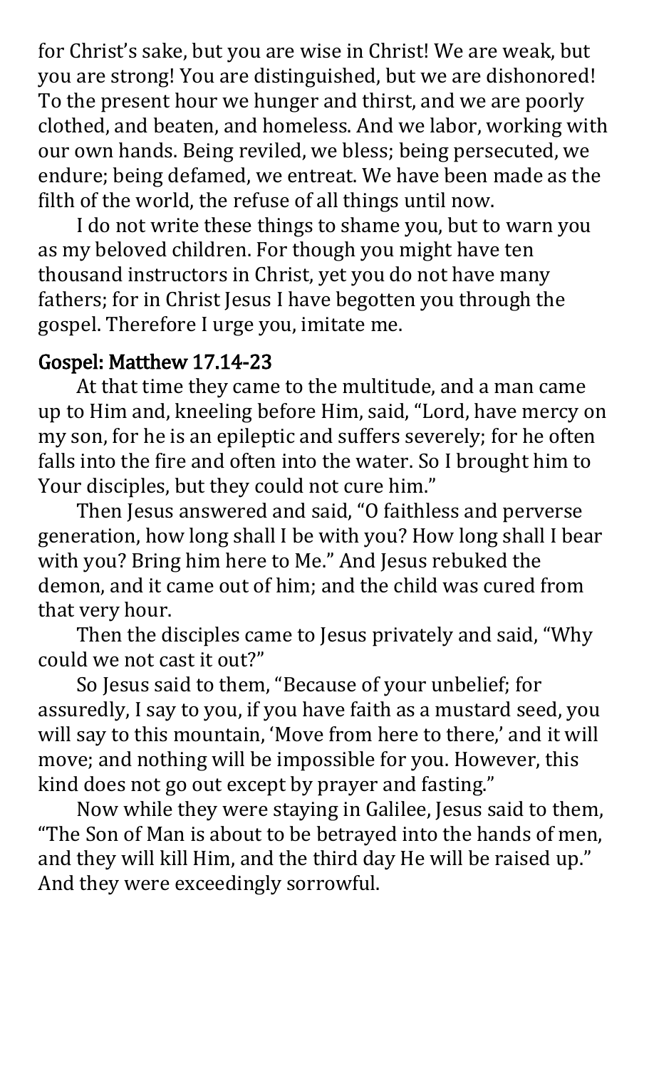for Christ's sake, but you are wise in Christ! We are weak, but you are strong! You are distinguished, but we are dishonored! To the present hour we hunger and thirst, and we are poorly clothed, and beaten, and homeless. And we labor, working with our own hands. Being reviled, we bless; being persecuted, we endure; being defamed, we entreat. We have been made as the filth of the world, the refuse of all things until now.

I do not write these things to shame you, but to warn you as my beloved children. For though you might have ten thousand instructors in Christ, yet you do not have many fathers; for in Christ Jesus I have begotten you through the gospel. Therefore I urge you, imitate me.

## Gospel: Matthew 17.14-23

At that time they came to the multitude, and a man came up to Him and, kneeling before Him, said, "Lord, have mercy on my son, for he is an epileptic and suffers severely; for he often falls into the fire and often into the water. So I brought him to Your disciples, but they could not cure him."

Then Jesus answered and said, "O faithless and perverse generation, how long shall I be with you? How long shall I bear with you? Bring him here to Me." And Jesus rebuked the demon, and it came out of him; and the child was cured from that very hour.

Then the disciples came to Jesus privately and said, "Why could we not cast it out?"

So Jesus said to them, "Because of your unbelief; for assuredly, I say to you, if you have faith as a mustard seed, you will say to this mountain, 'Move from here to there,' and it will move; and nothing will be impossible for you. However, this kind does not go out except by prayer and fasting."

Now while they were staying in Galilee, Jesus said to them, "The Son of Man is about to be betrayed into the hands of men, and they will kill Him, and the third day He will be raised up." And they were exceedingly sorrowful.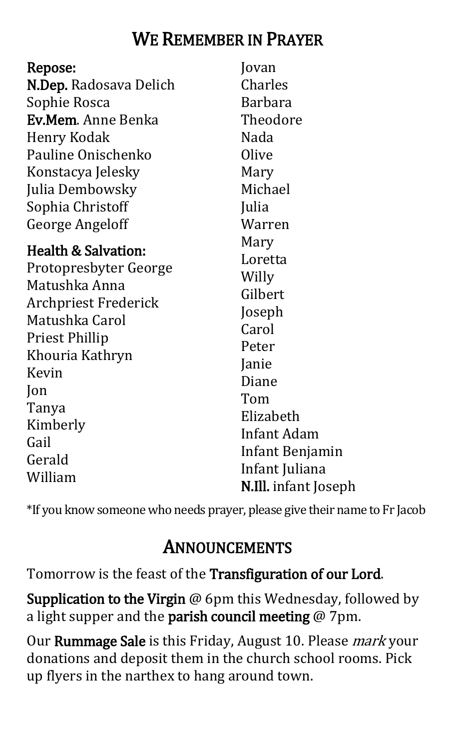## We Remember in Prayer

**Repose:**

**N.Dep.** Radosava Delich
Sophie Rosca
**Ev.Mem.** Anne Benka
Henry Kodak
Pauline Onischenko
Konstacya Jelesky
Julia Dembowsky
Sophia Christoff
George Angeloff

**Health & Salvation:**

Protopresbyter George
Matushka Anna
Archpriest Frederick
Matushka Carol
Priest Phillip
Khouria Kathryn
Kevin
Jon
Tanya
Kimberly
Gail
Gerald
William
Jovan
Charles
Barbara
Theodore
Nada
Olive
Mary
Michael
Julia
Warren
Mary
Loretta
Willy
Gilbert
Joseph
Carol
Peter
Janie
Diane
Tom
Elizabeth
Infant Adam
Infant Benjamin
Infant Juliana
**N.Ill.** infant Joseph

*If you know someone who needs prayer, please give their name to Fr Jacob

## Announcements

Tomorrow is the feast of the **Transfiguration of our Lord**.

**Supplication to the Virgin** @ 6pm this Wednesday, followed by a light supper and the **parish council meeting** @ 7pm.

Our **Rummage Sale** is this Friday, August 10. Please *mark* your donations and deposit them in the church school rooms. Pick up flyers in the narthex to hang around town.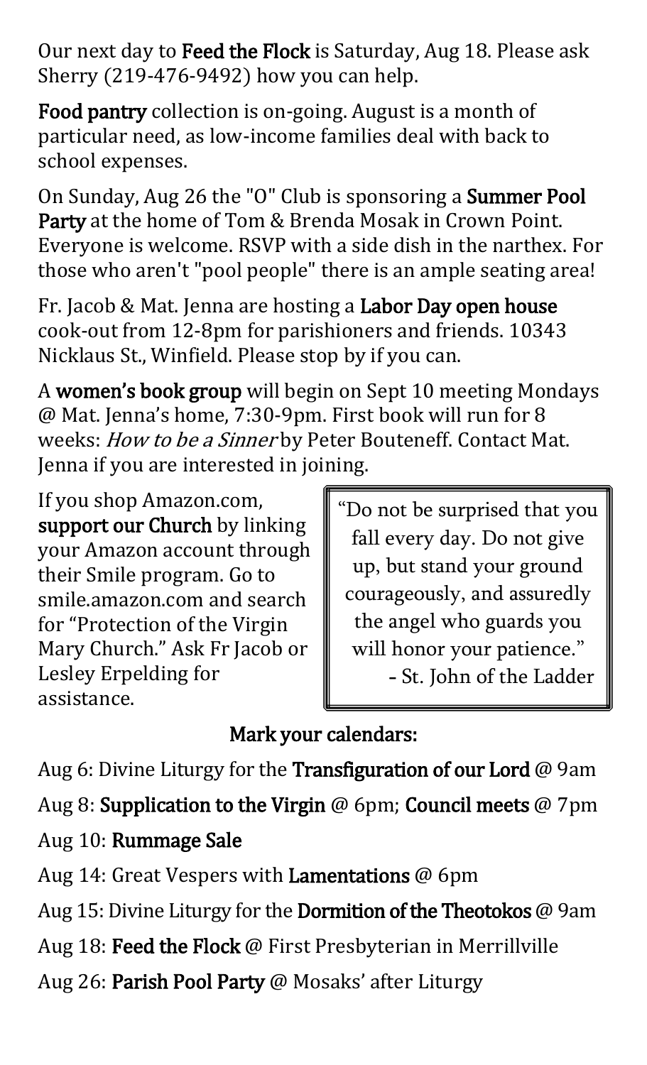Our next day to **Feed the Flock** is Saturday, Aug 18. Please ask Sherry (219-476-9492) how you can help.

**Food pantry** collection is on-going. August is a month of particular need, as low-income families deal with back to school expenses.

On Sunday, Aug 26 the "O" Club is sponsoring a **Summer Pool Party** at the home of Tom & Brenda Mosak in Crown Point. Everyone is welcome. RSVP with a side dish in the narthex. For those who aren't "pool people" there is an ample seating area!

Fr. Jacob & Mat. Jenna are hosting a **Labor Day open house** cook-out from 12-8pm for parishioners and friends. 10343 Nicklaus St., Winfield. Please stop by if you can.

A **women's book group** will begin on Sept 10 meeting Mondays @ Mat. Jenna's home, 7:30-9pm. First book will run for 8 weeks: *How to be a Sinner* by Peter Bouteneff. Contact Mat. Jenna if you are interested in joining.

If you shop Amazon.com, **support our Church** by linking your Amazon account through their Smile program. Go to smile.amazon.com and search for "Protection of the Virgin Mary Church." Ask Fr Jacob or Lesley Erpelding for assistance.

> "Do not be surprised that you fall every day. Do not give up, but stand your ground courageously, and assuredly the angel who guards you will honor your patience."
> - St. John of the Ladder

## Mark your calendars:

Aug 6: Divine Liturgy for the **Transfiguration of our Lord** @ 9am

Aug 8: **Supplication to the Virgin** @ 6pm; **Council meets** @ 7pm

Aug 10: **Rummage Sale**

Aug 14: Great Vespers with **Lamentations** @ 6pm

Aug 15: Divine Liturgy for the **Dormition of the Theotokos** @ 9am

Aug 18: **Feed the Flock** @ First Presbyterian in Merrillville

Aug 26: **Parish Pool Party** @ Mosaks' after Liturgy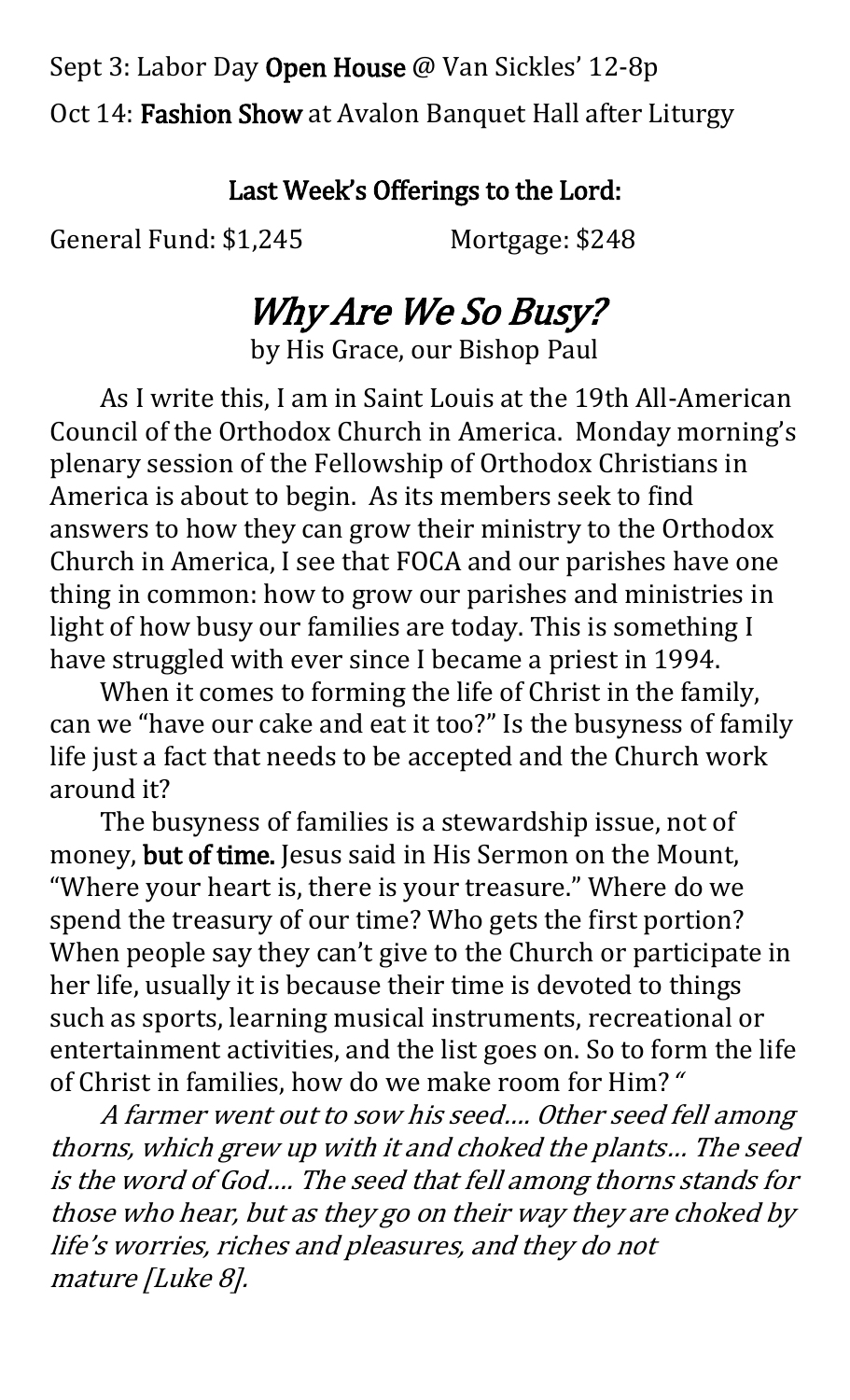Sept 3: Labor Day **Open House** @ Van Sickles' 12-8p

Oct 14: **Fashion Show** at Avalon Banquet Hall after Liturgy

**Last Week's Offerings to the Lord:**

General Fund: $1,245 Mortgage: $248

## *Why Are We So Busy?*

by His Grace, our Bishop Paul

As I write this, I am in Saint Louis at the 19th All-American Council of the Orthodox Church in America. Monday morning's plenary session of the Fellowship of Orthodox Christians in America is about to begin. As its members seek to find answers to how they can grow their ministry to the Orthodox Church in America, I see that FOCA and our parishes have one thing in common: how to grow our parishes and ministries in light of how busy our families are today. This is something I have struggled with ever since I became a priest in 1994.

When it comes to forming the life of Christ in the family, can we "have our cake and eat it too?" Is the busyness of family life just a fact that needs to be accepted and the Church work around it?

The busyness of families is a stewardship issue, not of money, **but of time.** Jesus said in His Sermon on the Mount, "Where your heart is, there is your treasure." Where do we spend the treasury of our time? Who gets the first portion? When people say they can't give to the Church or participate in her life, usually it is because their time is devoted to things such as sports, learning musical instruments, recreational or entertainment activities, and the list goes on. So to form the life of Christ in families, how do we make room for Him? "

*A farmer went out to sow his seed.... Other seed fell among thorns, which grew up with it and choked the plants… The seed is the word of God.... The seed that fell among thorns stands for those who hear, but as they go on their way they are choked by life's worries, riches and pleasures, and they do not mature [Luke 8].*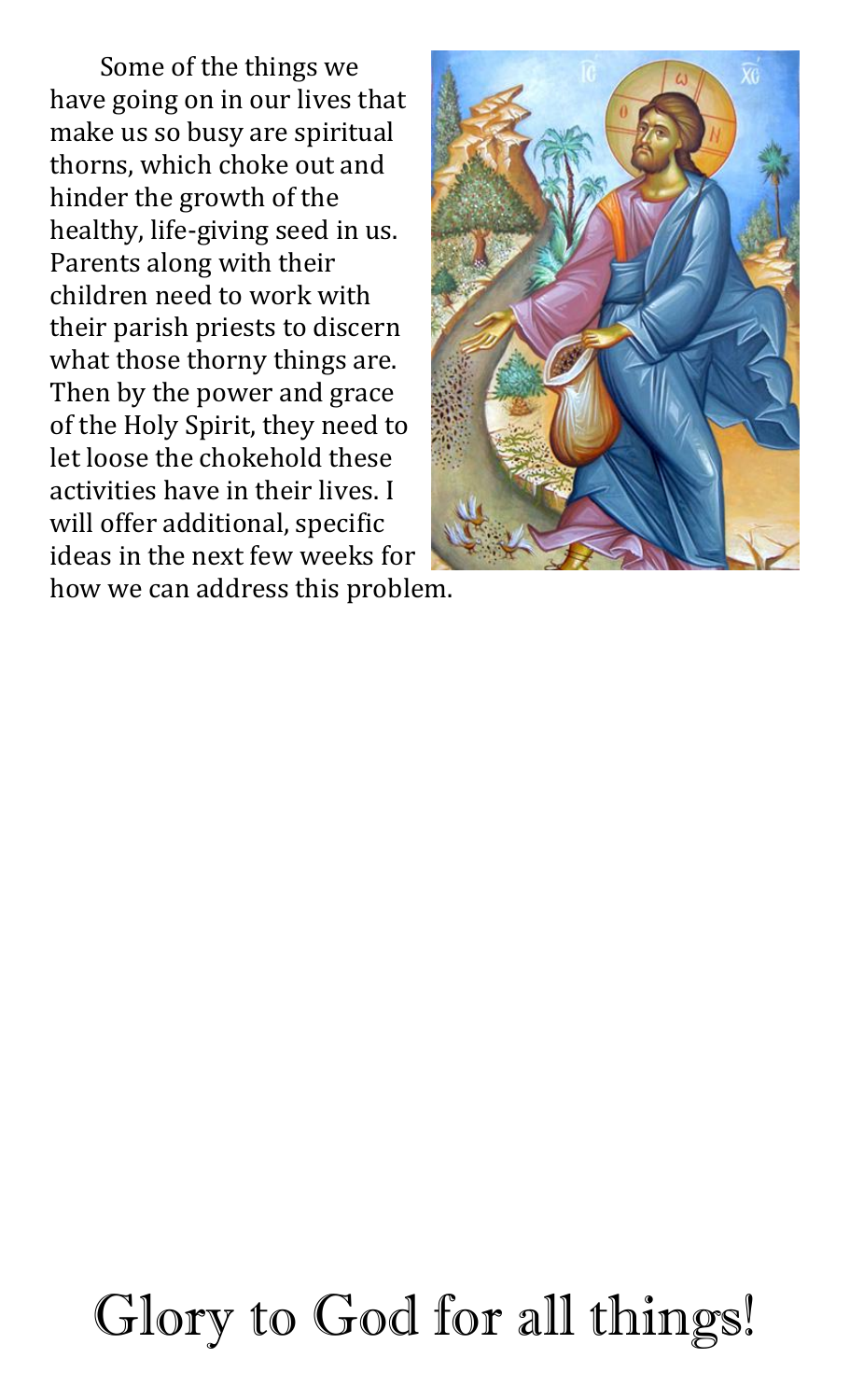Some of the things we have going on in our lives that make us so busy are spiritual thorns, which choke out and hinder the growth of the healthy, life-giving seed in us. Parents along with their children need to work with their parish priests to discern what those thorny things are. Then by the power and grace of the Holy Spirit, they need to let loose the chokehold these activities have in their lives. I will offer additional, specific ideas in the next few weeks for how we can address this problem.

# Glory to God for all things!